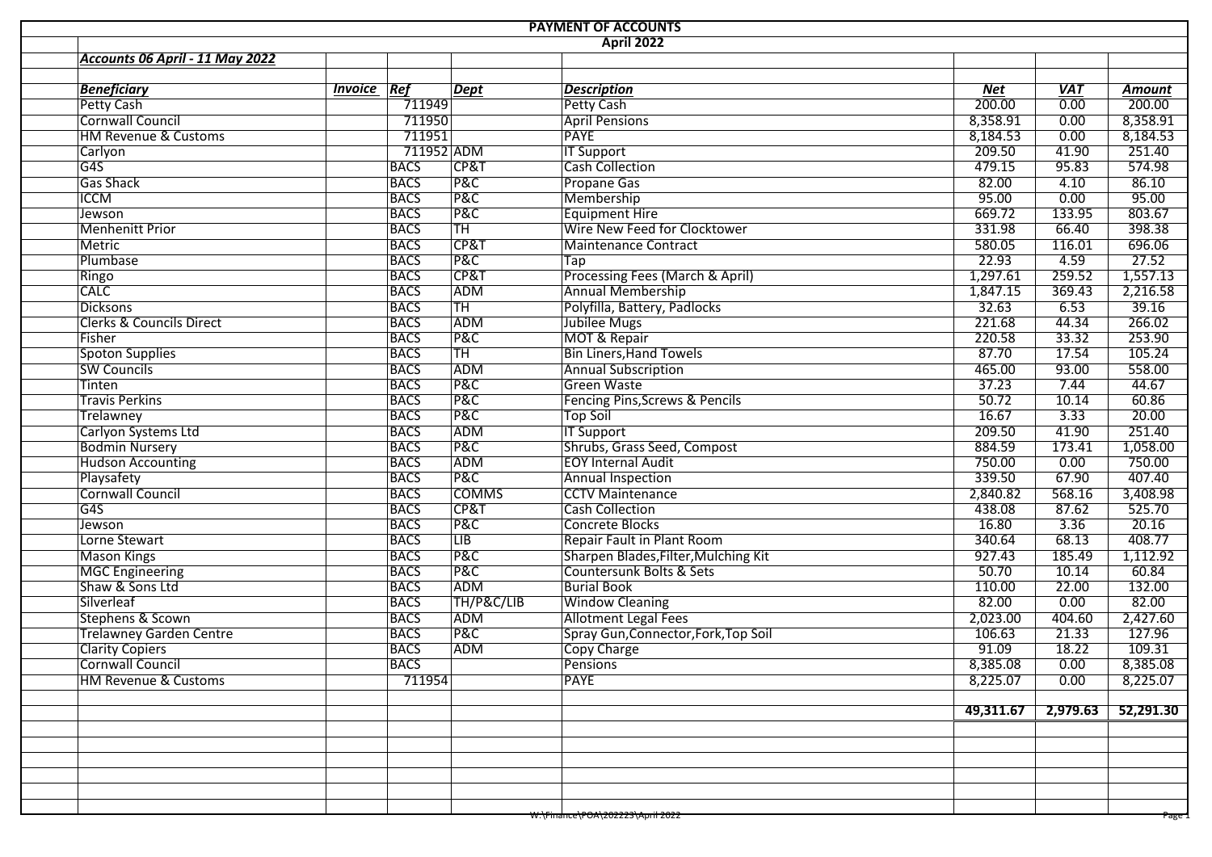# PAYMENT OF ACCOUNTS

## April 2022

***Accounts 06 April - 11 May 2022***

| ***Beneficiary*** | ***Invoice*** | ***Ref*** | ***Dept*** | ***Description*** | ***Net*** | ***VAT*** | ***Amount*** |
|---|---|---|---|---|---|---|---|
| Petty Cash | | 711949 | | Petty Cash | 200.00 | 0.00 | 200.00 |
| Cornwall Council | | 711950 | | April Pensions | 8,358.91 | 0.00 | 8,358.91 |
| HM Revenue & Customs | | 711951 | | PAYE | 8,184.53 | 0.00 | 8,184.53 |
| Carlyon | | 711952 | ADM | IT Support | 209.50 | 41.90 | 251.40 |
| G4S | | BACS | CP&T | Cash Collection | 479.15 | 95.83 | 574.98 |
| Gas Shack | | BACS | P&C | Propane Gas | 82.00 | 4.10 | 86.10 |
| ICCM | | BACS | P&C | Membership | 95.00 | 0.00 | 95.00 |
| Jewson | | BACS | P&C | Equipment Hire | 669.72 | 133.95 | 803.67 |
| Menhenitt Prior | | BACS | TH | Wire New Feed for Clocktower | 331.98 | 66.40 | 398.38 |
| Metric | | BACS | CP&T | Maintenance Contract | 580.05 | 116.01 | 696.06 |
| Plumbase | | BACS | P&C | Tap | 22.93 | 4.59 | 27.52 |
| Ringo | | BACS | CP&T | Processing Fees (March & April) | 1,297.61 | 259.52 | 1,557.13 |
| CALC | | BACS | ADM | Annual Membership | 1,847.15 | 369.43 | 2,216.58 |
| Dicksons | | BACS | TH | Polyfilla, Battery, Padlocks | 32.63 | 6.53 | 39.16 |
| Clerks & Councils Direct | | BACS | ADM | Jubilee Mugs | 221.68 | 44.34 | 266.02 |
| Fisher | | BACS | P&C | MOT & Repair | 220.58 | 33.32 | 253.90 |
| Spoton Supplies | | BACS | TH | Bin Liners,Hand Towels | 87.70 | 17.54 | 105.24 |
| SW Councils | | BACS | ADM | Annual Subscription | 465.00 | 93.00 | 558.00 |
| Tinten | | BACS | P&C | Green Waste | 37.23 | 7.44 | 44.67 |
| Travis Perkins | | BACS | P&C | Fencing Pins,Screws & Pencils | 50.72 | 10.14 | 60.86 |
| Trelawney | | BACS | P&C | Top Soil | 16.67 | 3.33 | 20.00 |
| Carlyon Systems Ltd | | BACS | ADM | IT Support | 209.50 | 41.90 | 251.40 |
| Bodmin Nursery | | BACS | P&C | Shrubs, Grass Seed, Compost | 884.59 | 173.41 | 1,058.00 |
| Hudson Accounting | | BACS | ADM | EOY Internal Audit | 750.00 | 0.00 | 750.00 |
| Playsafety | | BACS | P&C | Annual Inspection | 339.50 | 67.90 | 407.40 |
| Cornwall Council | | BACS | COMMS | CCTV Maintenance | 2,840.82 | 568.16 | 3,408.98 |
| G4S | | BACS | CP&T | Cash Collection | 438.08 | 87.62 | 525.70 |
| Jewson | | BACS | P&C | Concrete Blocks | 16.80 | 3.36 | 20.16 |
| Lorne Stewart | | BACS | LIB | Repair Fault in Plant Room | 340.64 | 68.13 | 408.77 |
| Mason Kings | | BACS | P&C | Sharpen Blades,Filter,Mulching Kit | 927.43 | 185.49 | 1,112.92 |
| MGC Engineering | | BACS | P&C | Countersunk Bolts & Sets | 50.70 | 10.14 | 60.84 |
| Shaw & Sons Ltd | | BACS | ADM | Burial Book | 110.00 | 22.00 | 132.00 |
| Silverleaf | | BACS | TH/P&C/LIB | Window Cleaning | 82.00 | 0.00 | 82.00 |
| Stephens & Scown | | BACS | ADM | Allotment Legal Fees | 2,023.00 | 404.60 | 2,427.60 |
| Trelawney Garden Centre | | BACS | P&C | Spray Gun,Connector,Fork,Top Soil | 106.63 | 21.33 | 127.96 |
| Clarity Copiers | | BACS | ADM | Copy Charge | 91.09 | 18.22 | 109.31 |
| Cornwall Council | | BACS | | Pensions | 8,385.08 | 0.00 | 8,385.08 |
| HM Revenue & Customs | | 711954 | | PAYE | 8,225.07 | 0.00 | 8,225.07 |
| | | | | | | | |
| | | | | | **49,311.67** | **2,979.63** | **52,291.30** |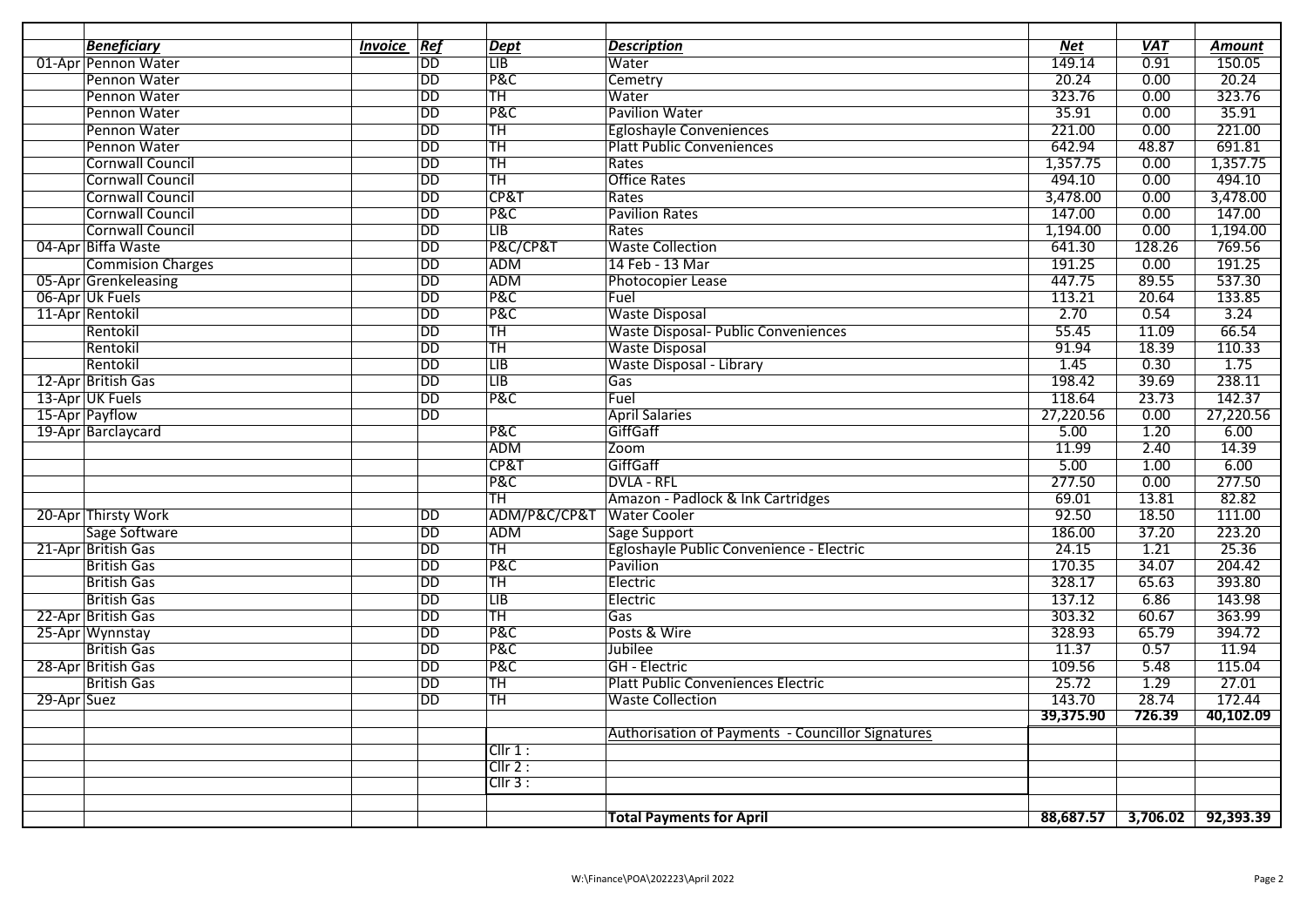| | Beneficiary | Invoice | Ref | Dept | Description | Net | VAT | Amount |
|---|---|---|---|---|---|---|---|---|
| 01-Apr | Pennon Water | | DD | LIB | Water | 149.14 | 0.91 | 150.05 |
| | Pennon Water | | DD | P&C | Cemetry | 20.24 | 0.00 | 20.24 |
| | Pennon Water | | DD | TH | Water | 323.76 | 0.00 | 323.76 |
| | Pennon Water | | DD | P&C | Pavilion Water | 35.91 | 0.00 | 35.91 |
| | Pennon Water | | DD | TH | Egloshayle Conveniences | 221.00 | 0.00 | 221.00 |
| | Pennon Water | | DD | TH | Platt Public Conveniences | 642.94 | 48.87 | 691.81 |
| | Cornwall Council | | DD | TH | Rates | 1,357.75 | 0.00 | 1,357.75 |
| | Cornwall Council | | DD | TH | Office Rates | 494.10 | 0.00 | 494.10 |
| | Cornwall Council | | DD | CP&T | Rates | 3,478.00 | 0.00 | 3,478.00 |
| | Cornwall Council | | DD | P&C | Pavilion Rates | 147.00 | 0.00 | 147.00 |
| | Cornwall Council | | DD | LIB | Rates | 1,194.00 | 0.00 | 1,194.00 |
| 04-Apr | Biffa Waste | | DD | P&C/CP&T | Waste Collection | 641.30 | 128.26 | 769.56 |
| | Commision Charges | | DD | ADM | 14 Feb - 13 Mar | 191.25 | 0.00 | 191.25 |
| 05-Apr | Grenkeleasing | | DD | ADM | Photocopier Lease | 447.75 | 89.55 | 537.30 |
| 06-Apr | Uk Fuels | | DD | P&C | Fuel | 113.21 | 20.64 | 133.85 |
| 11-Apr | Rentokil | | DD | P&C | Waste Disposal | 2.70 | 0.54 | 3.24 |
| | Rentokil | | DD | TH | Waste Disposal- Public Conveniences | 55.45 | 11.09 | 66.54 |
| | Rentokil | | DD | TH | Waste Disposal | 91.94 | 18.39 | 110.33 |
| | Rentokil | | DD | LIB | Waste Disposal - Library | 1.45 | 0.30 | 1.75 |
| 12-Apr | British Gas | | DD | LIB | Gas | 198.42 | 39.69 | 238.11 |
| 13-Apr | UK Fuels | | DD | P&C | Fuel | 118.64 | 23.73 | 142.37 |
| 15-Apr | Payflow | | DD | | April Salaries | 27,220.56 | 0.00 | 27,220.56 |
| 19-Apr | Barclaycard | | | P&C | GiffGaff | 5.00 | 1.20 | 6.00 |
| | | | | ADM | Zoom | 11.99 | 2.40 | 14.39 |
| | | | | CP&T | GiffGaff | 5.00 | 1.00 | 6.00 |
| | | | | P&C | DVLA - RFL | 277.50 | 0.00 | 277.50 |
| | | | | TH | Amazon - Padlock & Ink Cartridges | 69.01 | 13.81 | 82.82 |
| 20-Apr | Thirsty Work | | DD | ADM/P&C/CP&T | Water Cooler | 92.50 | 18.50 | 111.00 |
| | Sage Software | | DD | ADM | Sage Support | 186.00 | 37.20 | 223.20 |
| 21-Apr | British Gas | | DD | TH | Egloshayle Public Convenience - Electric | 24.15 | 1.21 | 25.36 |
| | British Gas | | DD | P&C | Pavilion | 170.35 | 34.07 | 204.42 |
| | British Gas | | DD | TH | Electric | 328.17 | 65.63 | 393.80 |
| | British Gas | | DD | LIB | Electric | 137.12 | 6.86 | 143.98 |
| 22-Apr | British Gas | | DD | TH | Gas | 303.32 | 60.67 | 363.99 |
| 25-Apr | Wynnstay | | DD | P&C | Posts & Wire | 328.93 | 65.79 | 394.72 |
| | British Gas | | DD | P&C | Jubilee | 11.37 | 0.57 | 11.94 |
| 28-Apr | British Gas | | DD | P&C | GH - Electric | 109.56 | 5.48 | 115.04 |
| | British Gas | | DD | TH | Platt Public Conveniences Electric | 25.72 | 1.29 | 27.01 |
| 29-Apr | Suez | | DD | TH | Waste Collection | 143.70 | 28.74 | 172.44 |
| | | | | | | **39,375.90** | **726.39** | **40,102.09** |
| | | | | | Authorisation of Payments - Councillor Signatures | | | |
| | | | | Cllr 1 : | | | | |
| | | | | Cllr 2 : | | | | |
| | | | | Cllr 3 : | | | | |
| | | | | | **Total Payments for April** | **88,687.57** | **3,706.02** | **92,393.39** |

W:\Finance\POA\202223\April 2022